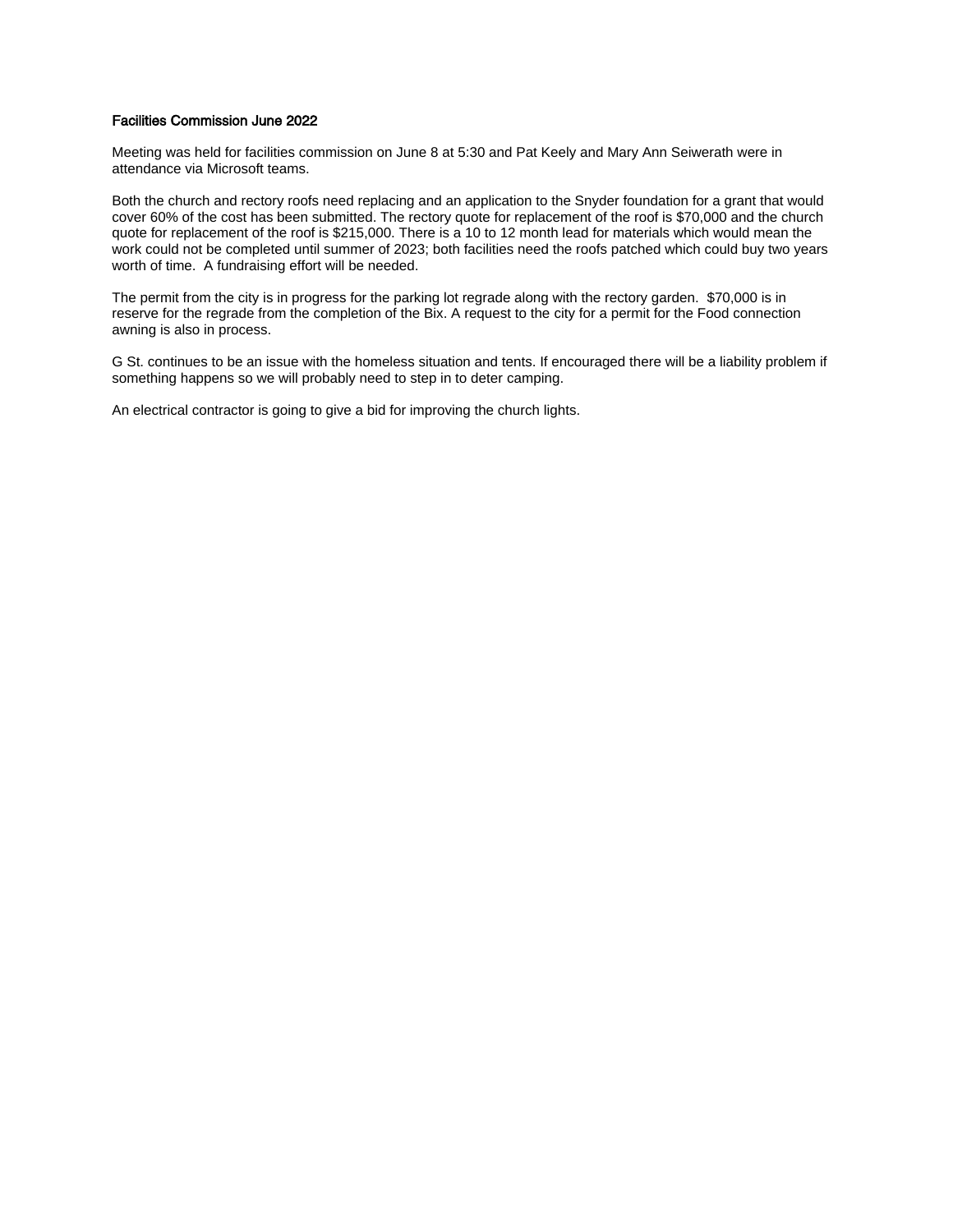**Facilities Commission June 2022**

Meeting was held for facilities commission on June 8 at 5:30 and Pat Keely and Mary Ann Seiwerath were in attendance via Microsoft teams.

Both the church and rectory roofs need replacing and an application to the Snyder foundation for a grant that would cover 60% of the cost has been submitted. The rectory quote for replacement of the roof is $70,000 and the church quote for replacement of the roof is $215,000. There is a 10 to 12 month lead for materials which would mean the work could not be completed until summer of 2023; both facilities need the roofs patched which could buy two years worth of time.  A fundraising effort will be needed.

The permit from the city is in progress for the parking lot regrade along with the rectory garden.  $70,000 is in reserve for the regrade from the completion of the Bix. A request to the city for a permit for the Food connection awning is also in process.

G St. continues to be an issue with the homeless situation and tents. If encouraged there will be a liability problem if something happens so we will probably need to step in to deter camping.

An electrical contractor is going to give a bid for improving the church lights.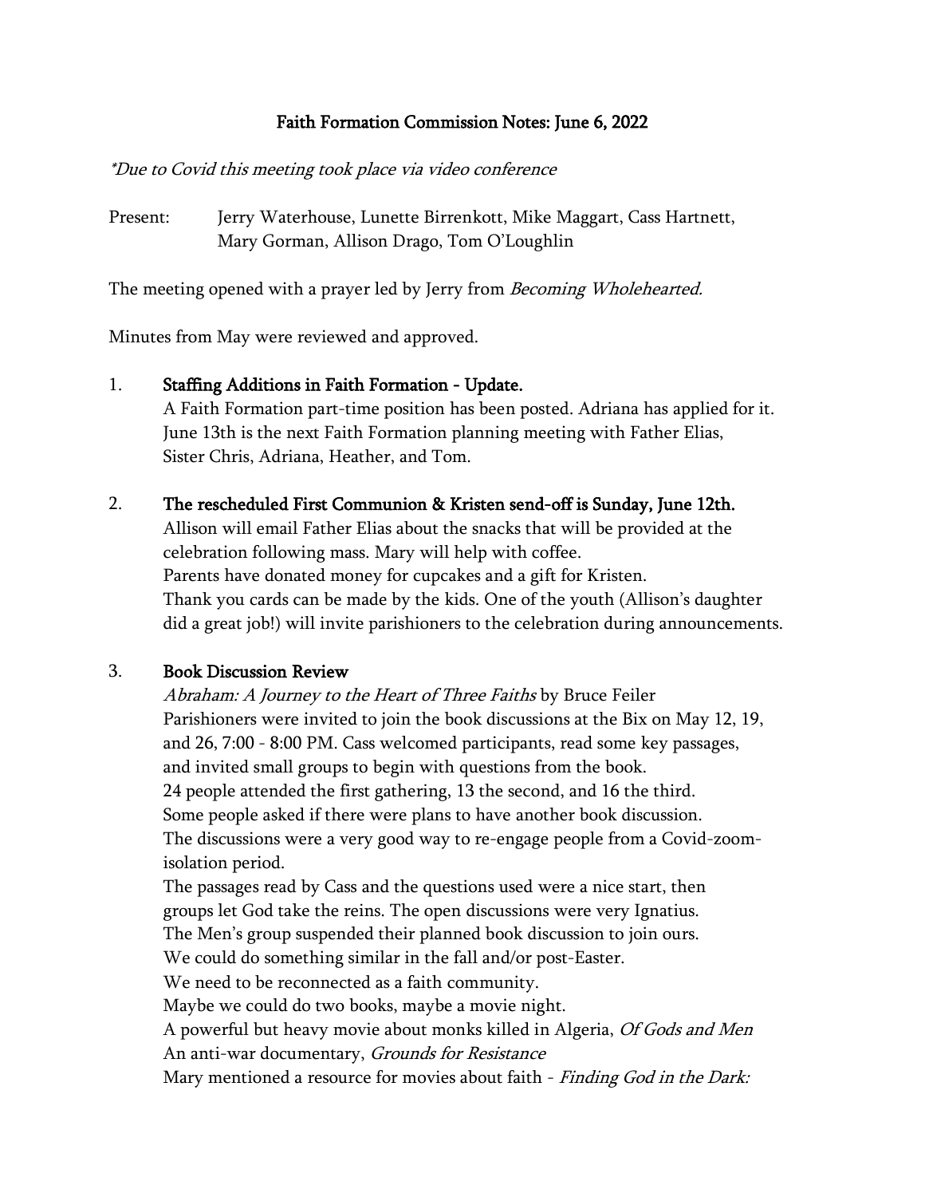# Faith Formation Commission Notes: June 6, 2022

*\*Due to Covid this meeting took place via video conference*

Present: Jerry Waterhouse, Lunette Birrenkott, Mike Maggart, Cass Hartnett, Mary Gorman, Allison Drago, Tom O'Loughlin

The meeting opened with a prayer led by Jerry from *Becoming Wholehearted.*

Minutes from May were reviewed and approved.

1. **Staffing Additions in Faith Formation - Update.**
   A Faith Formation part-time position has been posted. Adriana has applied for it.
   June 13th is the next Faith Formation planning meeting with Father Elias, Sister Chris, Adriana, Heather, and Tom.

2. **The rescheduled First Communion & Kristen send-off is Sunday, June 12th.**
   Allison will email Father Elias about the snacks that will be provided at the celebration following mass. Mary will help with coffee.
   Parents have donated money for cupcakes and a gift for Kristen.
   Thank you cards can be made by the kids. One of the youth (Allison's daughter did a great job!) will invite parishioners to the celebration during announcements.

3. **Book Discussion Review**
   *Abraham: A Journey to the Heart of Three Faiths* by Bruce Feiler
   Parishioners were invited to join the book discussions at the Bix on May 12, 19, and 26, 7:00 - 8:00 PM. Cass welcomed participants, read some key passages, and invited small groups to begin with questions from the book.
   24 people attended the first gathering, 13 the second, and 16 the third.
   Some people asked if there were plans to have another book discussion.
   The discussions were a very good way to re-engage people from a Covid-zoom-isolation period.
   The passages read by Cass and the questions used were a nice start, then groups let God take the reins. The open discussions were very Ignatius.
   The Men's group suspended their planned book discussion to join ours.
   We could do something similar in the fall and/or post-Easter.
   We need to be reconnected as a faith community.
   Maybe we could do two books, maybe a movie night.
   A powerful but heavy movie about monks killed in Algeria, *Of Gods and Men*
   An anti-war documentary, *Grounds for Resistance*
   Mary mentioned a resource for movies about faith - *Finding God in the Dark:*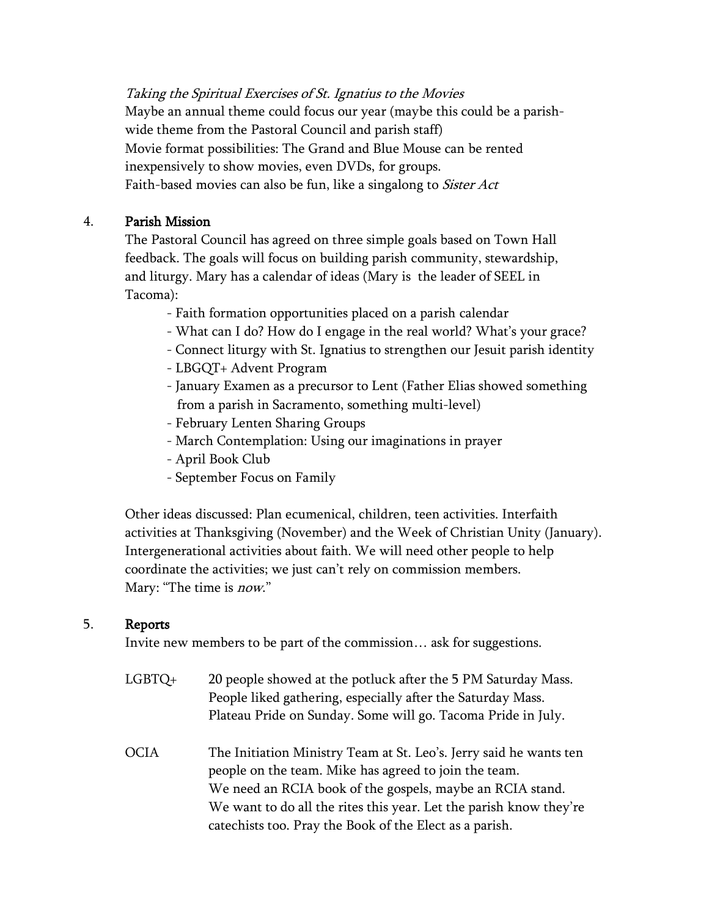*Taking the Spiritual Exercises of St. Ignatius to the Movies*
Maybe an annual theme could focus our year (maybe this could be a parish-wide theme from the Pastoral Council and parish staff)
Movie format possibilities: The Grand and Blue Mouse can be rented inexpensively to show movies, even DVDs, for groups.
Faith-based movies can also be fun, like a singalong to *Sister Act*

4. **Parish Mission**

The Pastoral Council has agreed on three simple goals based on Town Hall feedback. The goals will focus on building parish community, stewardship, and liturgy. Mary has a calendar of ideas (Mary is the leader of SEEL in Tacoma):

- Faith formation opportunities placed on a parish calendar
- What can I do? How do I engage in the real world? What's your grace?
- Connect liturgy with St. Ignatius to strengthen our Jesuit parish identity
- LBGQT+ Advent Program
- January Examen as a precursor to Lent (Father Elias showed something from a parish in Sacramento, something multi-level)
- February Lenten Sharing Groups
- March Contemplation: Using our imaginations in prayer
- April Book Club
- September Focus on Family

Other ideas discussed: Plan ecumenical, children, teen activities. Interfaith activities at Thanksgiving (November) and the Week of Christian Unity (January). Intergenerational activities about faith. We will need other people to help coordinate the activities; we just can't rely on commission members.
Mary: "The time is *now*."

5. **Reports**

Invite new members to be part of the commission… ask for suggestions.

| | |
|---|---|
| LGBTQ+ | 20 people showed at the potluck after the 5 PM Saturday Mass. People liked gathering, especially after the Saturday Mass. Plateau Pride on Sunday. Some will go. Tacoma Pride in July. |
| OCIA | The Initiation Ministry Team at St. Leo's. Jerry said he wants ten people on the team. Mike has agreed to join the team. We need an RCIA book of the gospels, maybe an RCIA stand. We want to do all the rites this year. Let the parish know they're catechists too. Pray the Book of the Elect as a parish. |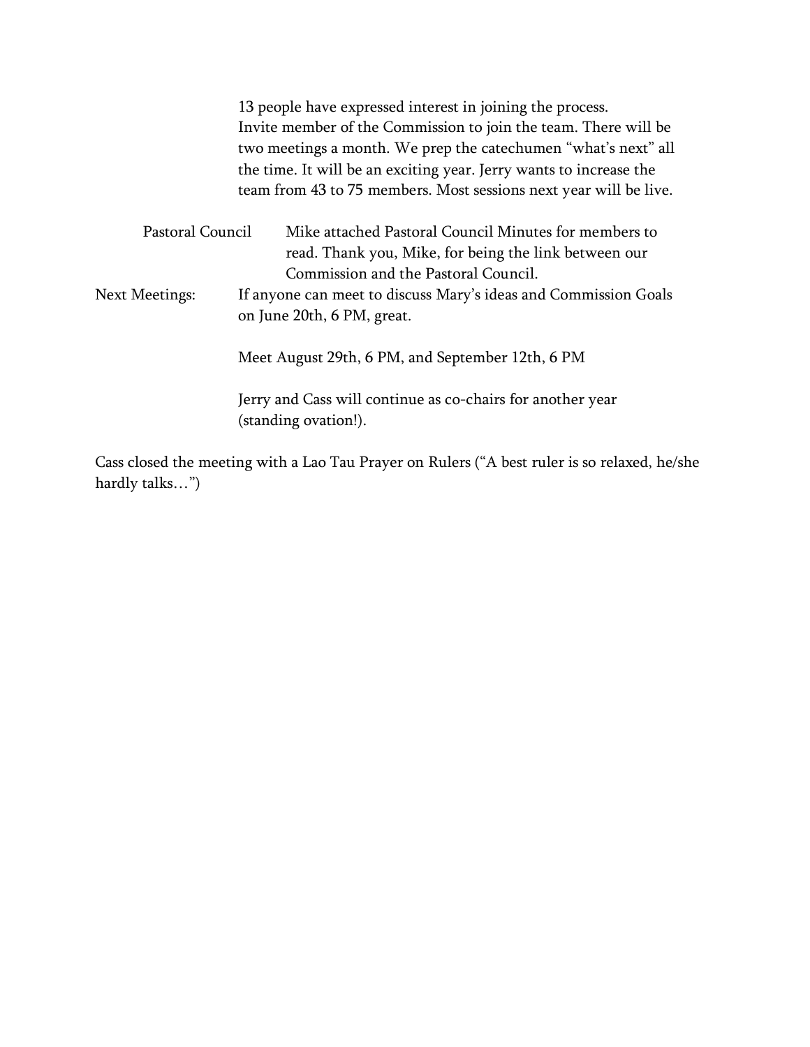13 people have expressed interest in joining the process. Invite member of the Commission to join the team. There will be two meetings a month. We prep the catechumen "what's next" all the time. It will be an exciting year. Jerry wants to increase the team from 43 to 75 members. Most sessions next year will be live.

Pastoral Council — Mike attached Pastoral Council Minutes for members to read. Thank you, Mike, for being the link between our Commission and the Pastoral Council.

Next Meetings: If anyone can meet to discuss Mary's ideas and Commission Goals on June 20th, 6 PM, great.

Meet August 29th, 6 PM, and September 12th, 6 PM

Jerry and Cass will continue as co-chairs for another year (standing ovation!).

Cass closed the meeting with a Lao Tau Prayer on Rulers ("A best ruler is so relaxed, he/she hardly talks…")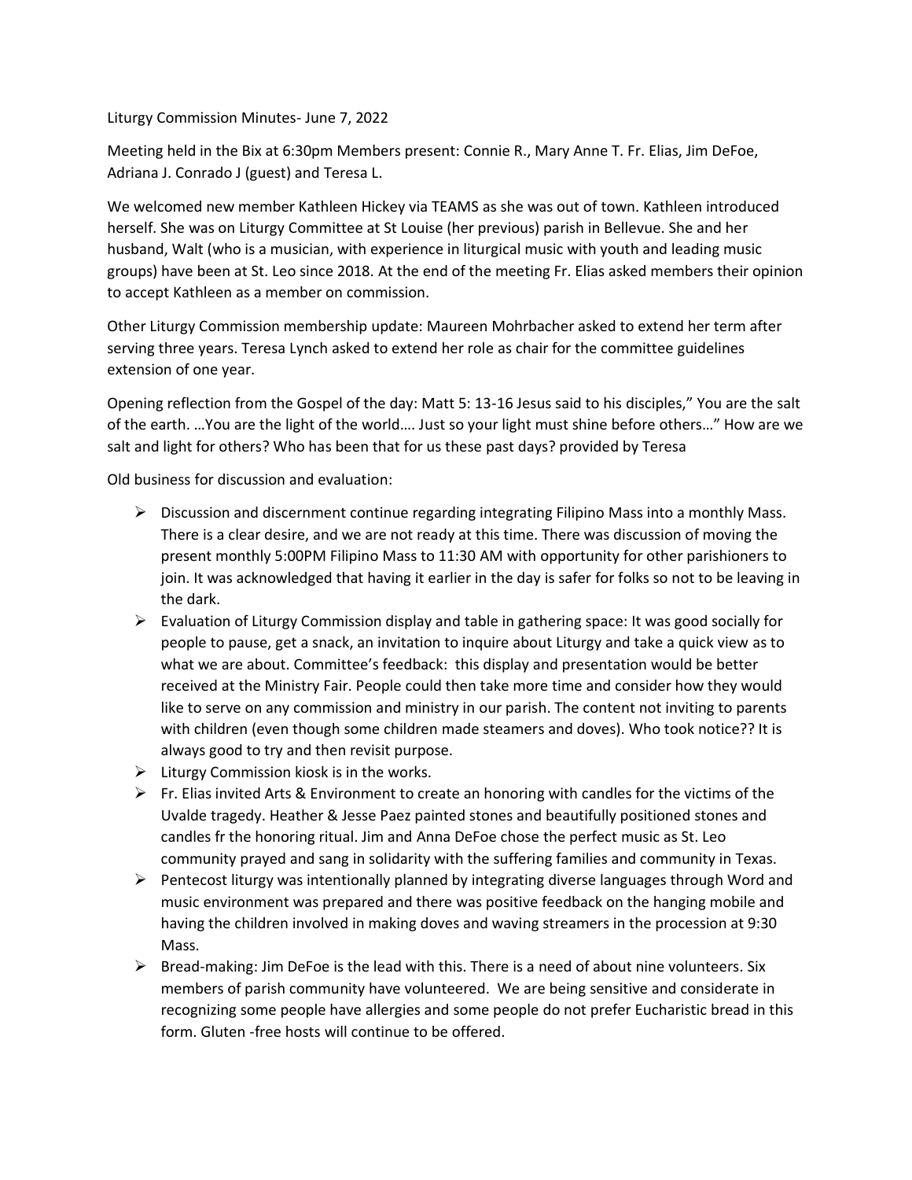Liturgy Commission Minutes- June 7, 2022

Meeting held in the Bix at 6:30pm Members present: Connie R., Mary Anne T. Fr. Elias, Jim DeFoe, Adriana J. Conrado J (guest) and Teresa L.

We welcomed new member Kathleen Hickey via TEAMS as she was out of town. Kathleen introduced herself. She was on Liturgy Committee at St Louise (her previous) parish in Bellevue. She and her husband, Walt (who is a musician, with experience in liturgical music with youth and leading music groups) have been at St. Leo since 2018. At the end of the meeting Fr. Elias asked members their opinion to accept Kathleen as a member on commission.

Other Liturgy Commission membership update: Maureen Mohrbacher asked to extend her term after serving three years. Teresa Lynch asked to extend her role as chair for the committee guidelines extension of one year.

Opening reflection from the Gospel of the day: Matt 5: 13-16 Jesus said to his disciples," You are the salt of the earth. …You are the light of the world…. Just so your light must shine before others…" How are we salt and light for others? Who has been that for us these past days? provided by Teresa

Old business for discussion and evaluation:

- Discussion and discernment continue regarding integrating Filipino Mass into a monthly Mass. There is a clear desire, and we are not ready at this time. There was discussion of moving the present monthly 5:00PM Filipino Mass to 11:30 AM with opportunity for other parishioners to join. It was acknowledged that having it earlier in the day is safer for folks so not to be leaving in the dark.
- Evaluation of Liturgy Commission display and table in gathering space: It was good socially for people to pause, get a snack, an invitation to inquire about Liturgy and take a quick view as to what we are about. Committee's feedback: this display and presentation would be better received at the Ministry Fair. People could then take more time and consider how they would like to serve on any commission and ministry in our parish. The content not inviting to parents with children (even though some children made steamers and doves). Who took notice?? It is always good to try and then revisit purpose.
- Liturgy Commission kiosk is in the works.
- Fr. Elias invited Arts & Environment to create an honoring with candles for the victims of the Uvalde tragedy. Heather & Jesse Paez painted stones and beautifully positioned stones and candles fr the honoring ritual. Jim and Anna DeFoe chose the perfect music as St. Leo community prayed and sang in solidarity with the suffering families and community in Texas.
- Pentecost liturgy was intentionally planned by integrating diverse languages through Word and music environment was prepared and there was positive feedback on the hanging mobile and having the children involved in making doves and waving streamers in the procession at 9:30 Mass.
- Bread-making: Jim DeFoe is the lead with this. There is a need of about nine volunteers. Six members of parish community have volunteered. We are being sensitive and considerate in recognizing some people have allergies and some people do not prefer Eucharistic bread in this form. Gluten -free hosts will continue to be offered.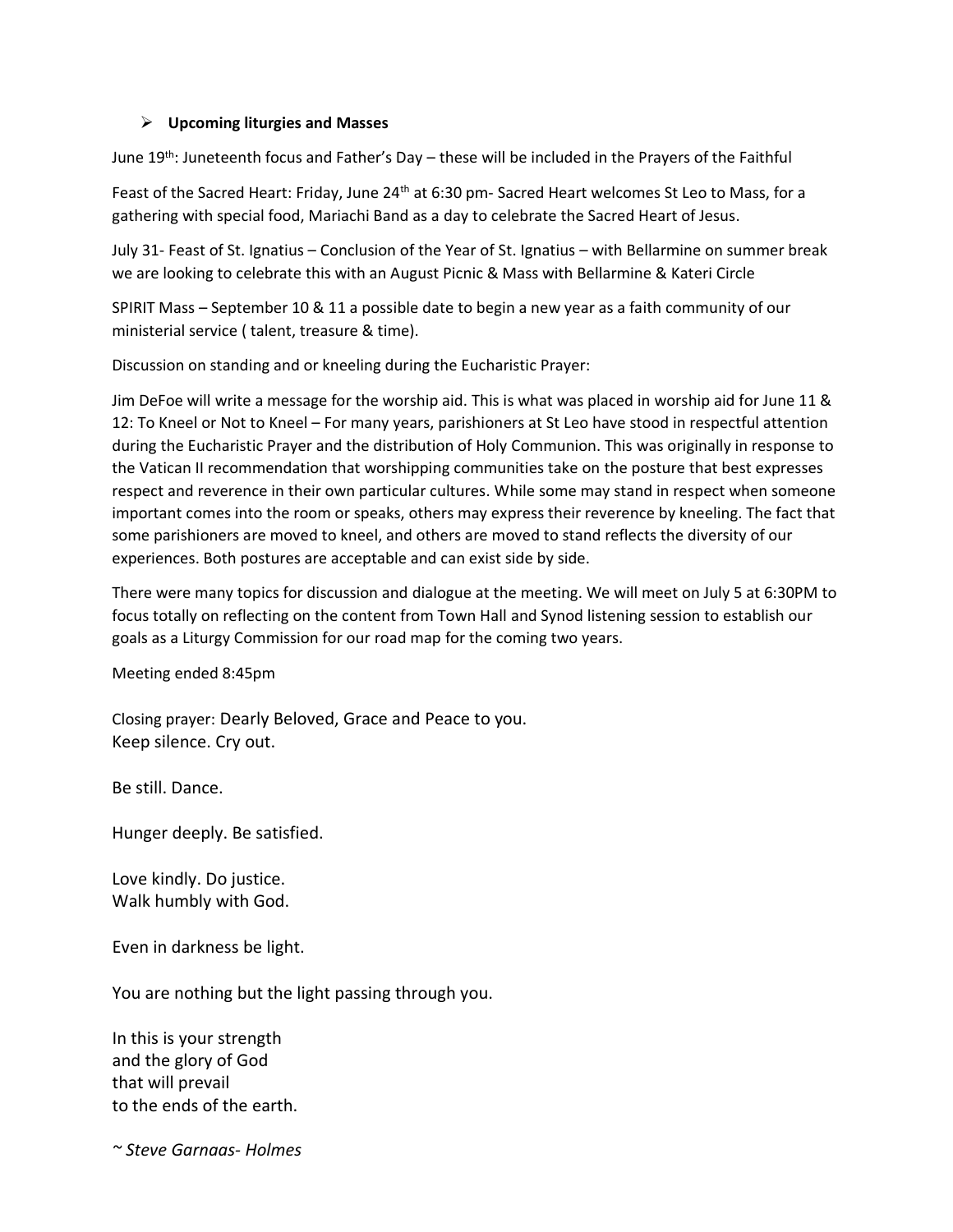- **Upcoming liturgies and Masses**

June 19th: Juneteenth focus and Father's Day – these will be included in the Prayers of the Faithful

Feast of the Sacred Heart: Friday, June 24th at 6:30 pm- Sacred Heart welcomes St Leo to Mass, for a gathering with special food, Mariachi Band as a day to celebrate the Sacred Heart of Jesus.

July 31- Feast of St. Ignatius – Conclusion of the Year of St. Ignatius – with Bellarmine on summer break we are looking to celebrate this with an August Picnic & Mass with Bellarmine & Kateri Circle

SPIRIT Mass – September 10 & 11 a possible date to begin a new year as a faith community of our ministerial service ( talent, treasure & time).

Discussion on standing and or kneeling during the Eucharistic Prayer:

Jim DeFoe will write a message for the worship aid. This is what was placed in worship aid for June 11 & 12: To Kneel or Not to Kneel – For many years, parishioners at St Leo have stood in respectful attention during the Eucharistic Prayer and the distribution of Holy Communion. This was originally in response to the Vatican II recommendation that worshipping communities take on the posture that best expresses respect and reverence in their own particular cultures. While some may stand in respect when someone important comes into the room or speaks, others may express their reverence by kneeling. The fact that some parishioners are moved to kneel, and others are moved to stand reflects the diversity of our experiences. Both postures are acceptable and can exist side by side.

There were many topics for discussion and dialogue at the meeting. We will meet on July 5 at 6:30PM to focus totally on reflecting on the content from Town Hall and Synod listening session to establish our goals as a Liturgy Commission for our road map for the coming two years.

Meeting ended 8:45pm

Closing prayer: Dearly Beloved, Grace and Peace to you.
Keep silence. Cry out.

Be still. Dance.

Hunger deeply. Be satisfied.

Love kindly. Do justice.
Walk humbly with God.

Even in darkness be light.

You are nothing but the light passing through you.

In this is your strength
and the glory of God
that will prevail
to the ends of the earth.

*~ Steve Garnaas- Holmes*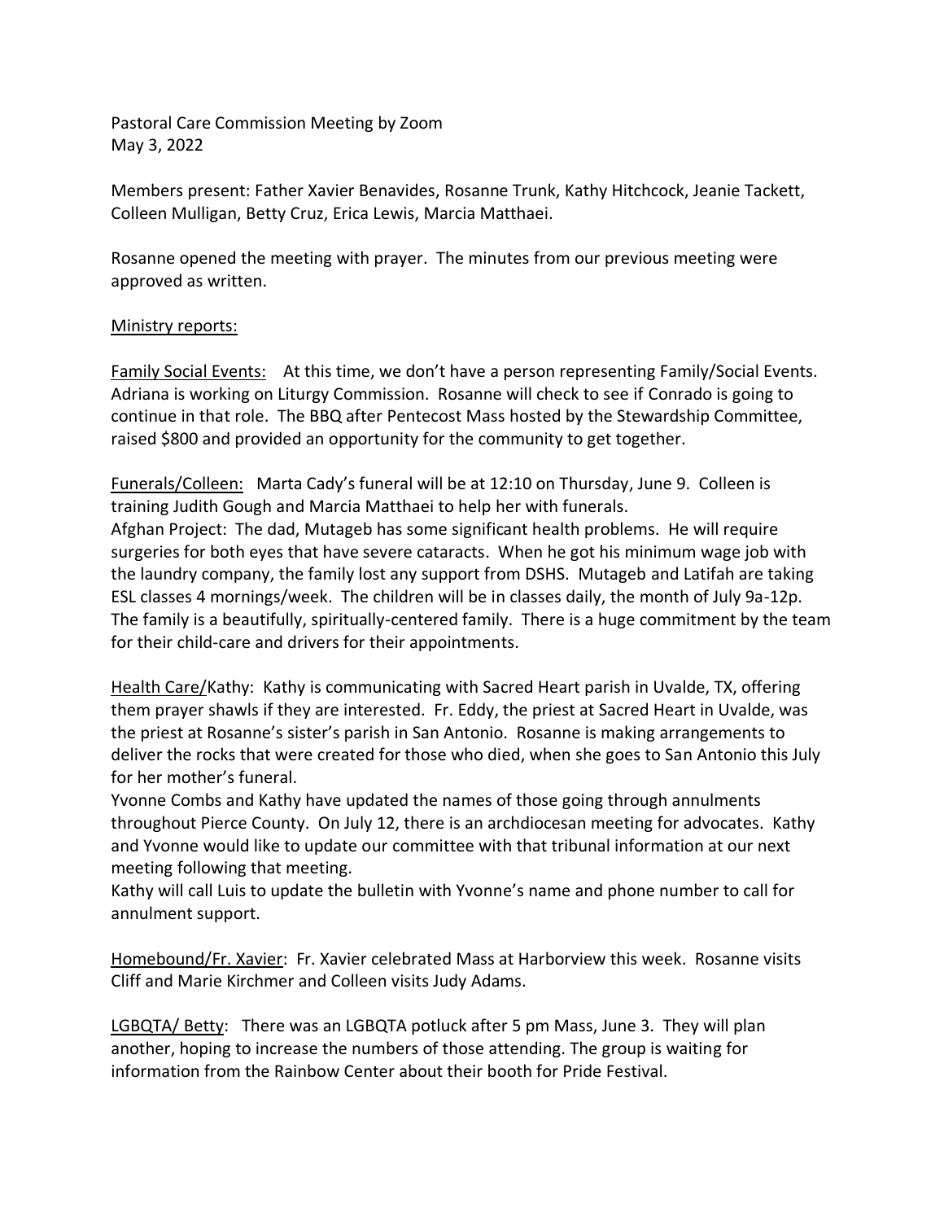Pastoral Care Commission Meeting by Zoom
May 3, 2022

Members present: Father Xavier Benavides, Rosanne Trunk, Kathy Hitchcock, Jeanie Tackett, Colleen Mulligan, Betty Cruz, Erica Lewis, Marcia Matthaei.

Rosanne opened the meeting with prayer. The minutes from our previous meeting were approved as written.

Ministry reports:

Family Social Events: At this time, we don't have a person representing Family/Social Events. Adriana is working on Liturgy Commission. Rosanne will check to see if Conrado is going to continue in that role. The BBQ after Pentecost Mass hosted by the Stewardship Committee, raised $800 and provided an opportunity for the community to get together.

Funerals/Colleen: Marta Cady's funeral will be at 12:10 on Thursday, June 9. Colleen is training Judith Gough and Marcia Matthaei to help her with funerals.
Afghan Project: The dad, Mutageb has some significant health problems. He will require surgeries for both eyes that have severe cataracts. When he got his minimum wage job with the laundry company, the family lost any support from DSHS. Mutageb and Latifah are taking ESL classes 4 mornings/week. The children will be in classes daily, the month of July 9a-12p. The family is a beautifully, spiritually-centered family. There is a huge commitment by the team for their child-care and drivers for their appointments.

Health Care/Kathy: Kathy is communicating with Sacred Heart parish in Uvalde, TX, offering them prayer shawls if they are interested. Fr. Eddy, the priest at Sacred Heart in Uvalde, was the priest at Rosanne's sister's parish in San Antonio. Rosanne is making arrangements to deliver the rocks that were created for those who died, when she goes to San Antonio this July for her mother's funeral.
Yvonne Combs and Kathy have updated the names of those going through annulments throughout Pierce County. On July 12, there is an archdiocesan meeting for advocates. Kathy and Yvonne would like to update our committee with that tribunal information at our next meeting following that meeting.
Kathy will call Luis to update the bulletin with Yvonne's name and phone number to call for annulment support.

Homebound/Fr. Xavier: Fr. Xavier celebrated Mass at Harborview this week. Rosanne visits Cliff and Marie Kirchmer and Colleen visits Judy Adams.

LGBQTA/ Betty: There was an LGBQTA potluck after 5 pm Mass, June 3. They will plan another, hoping to increase the numbers of those attending. The group is waiting for information from the Rainbow Center about their booth for Pride Festival.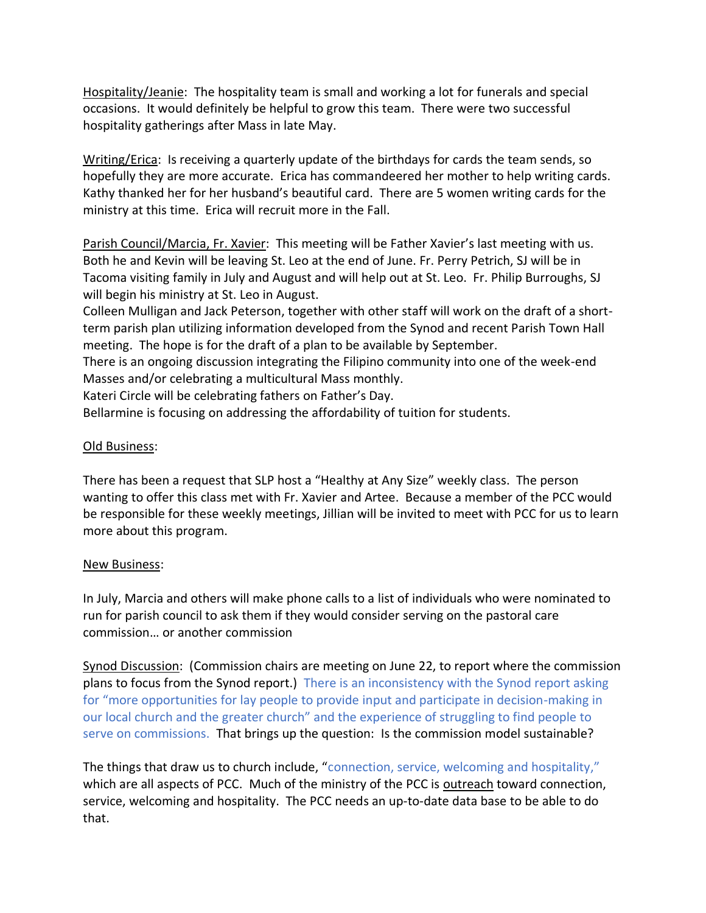Hospitality/Jeanie: The hospitality team is small and working a lot for funerals and special occasions. It would definitely be helpful to grow this team. There were two successful hospitality gatherings after Mass in late May.

Writing/Erica: Is receiving a quarterly update of the birthdays for cards the team sends, so hopefully they are more accurate. Erica has commandeered her mother to help writing cards. Kathy thanked her for her husband's beautiful card. There are 5 women writing cards for the ministry at this time. Erica will recruit more in the Fall.

Parish Council/Marcia, Fr. Xavier: This meeting will be Father Xavier's last meeting with us. Both he and Kevin will be leaving St. Leo at the end of June. Fr. Perry Petrich, SJ will be in Tacoma visiting family in July and August and will help out at St. Leo. Fr. Philip Burroughs, SJ will begin his ministry at St. Leo in August.
Colleen Mulligan and Jack Peterson, together with other staff will work on the draft of a short-term parish plan utilizing information developed from the Synod and recent Parish Town Hall meeting. The hope is for the draft of a plan to be available by September.
There is an ongoing discussion integrating the Filipino community into one of the week-end Masses and/or celebrating a multicultural Mass monthly.
Kateri Circle will be celebrating fathers on Father's Day.
Bellarmine is focusing on addressing the affordability of tuition for students.

Old Business:

There has been a request that SLP host a "Healthy at Any Size" weekly class. The person wanting to offer this class met with Fr. Xavier and Artee. Because a member of the PCC would be responsible for these weekly meetings, Jillian will be invited to meet with PCC for us to learn more about this program.

New Business:

In July, Marcia and others will make phone calls to a list of individuals who were nominated to run for parish council to ask them if they would consider serving on the pastoral care commission… or another commission

Synod Discussion: (Commission chairs are meeting on June 22, to report where the commission plans to focus from the Synod report.) There is an inconsistency with the Synod report asking for "more opportunities for lay people to provide input and participate in decision-making in our local church and the greater church" and the experience of struggling to find people to serve on commissions. That brings up the question: Is the commission model sustainable?

The things that draw us to church include, "connection, service, welcoming and hospitality," which are all aspects of PCC. Much of the ministry of the PCC is outreach toward connection, service, welcoming and hospitality. The PCC needs an up-to-date data base to be able to do that.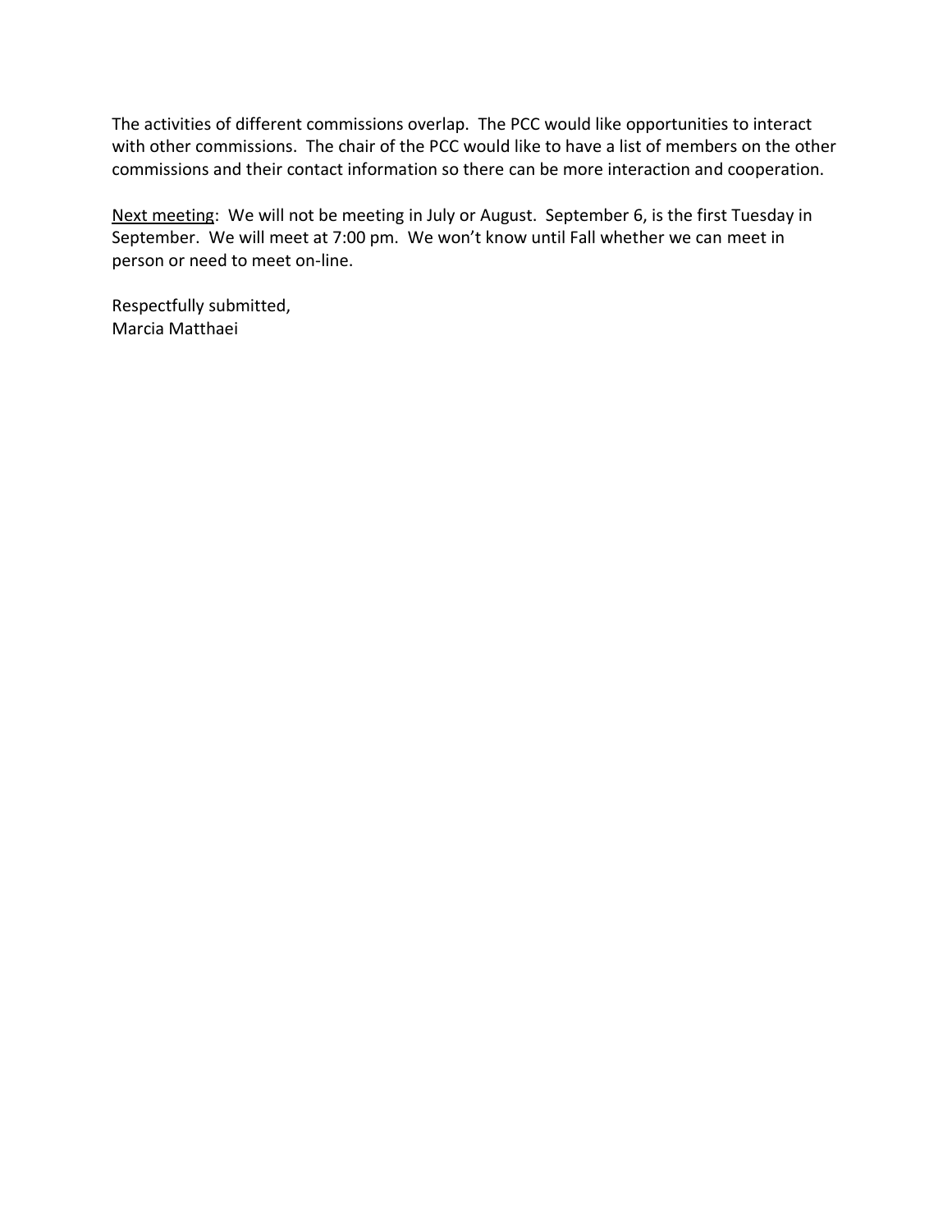The activities of different commissions overlap. The PCC would like opportunities to interact with other commissions. The chair of the PCC would like to have a list of members on the other commissions and their contact information so there can be more interaction and cooperation.

<u>Next meeting</u>: We will not be meeting in July or August. September 6, is the first Tuesday in September. We will meet at 7:00 pm. We won't know until Fall whether we can meet in person or need to meet on-line.

Respectfully submitted,
Marcia Matthaei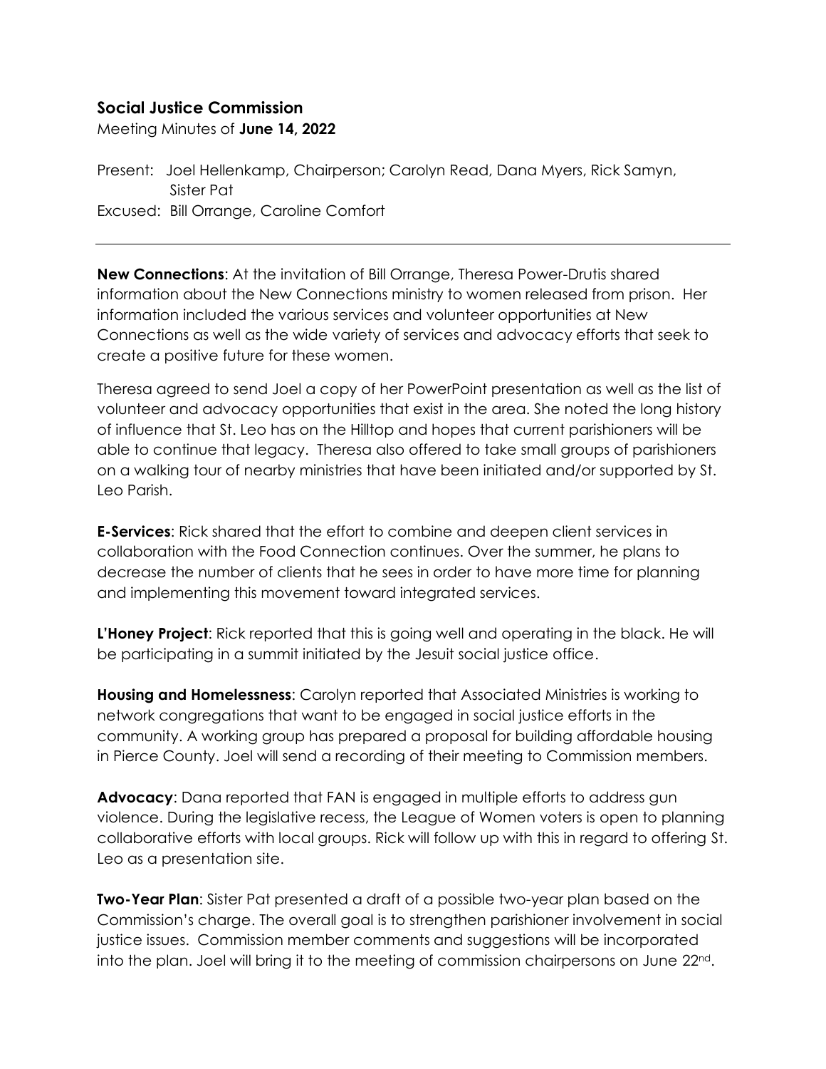## Social Justice Commission

Meeting Minutes of **June 14, 2022**

Present: Joel Hellenkamp, Chairperson; Carolyn Read, Dana Myers, Rick Samyn, Sister Pat

Excused: Bill Orrange, Caroline Comfort

---

**New Connections**: At the invitation of Bill Orrange, Theresa Power-Drutis shared information about the New Connections ministry to women released from prison. Her information included the various services and volunteer opportunities at New Connections as well as the wide variety of services and advocacy efforts that seek to create a positive future for these women.

Theresa agreed to send Joel a copy of her PowerPoint presentation as well as the list of volunteer and advocacy opportunities that exist in the area. She noted the long history of influence that St. Leo has on the Hilltop and hopes that current parishioners will be able to continue that legacy. Theresa also offered to take small groups of parishioners on a walking tour of nearby ministries that have been initiated and/or supported by St. Leo Parish.

**E-Services**: Rick shared that the effort to combine and deepen client services in collaboration with the Food Connection continues. Over the summer, he plans to decrease the number of clients that he sees in order to have more time for planning and implementing this movement toward integrated services.

**L'Honey Project**: Rick reported that this is going well and operating in the black. He will be participating in a summit initiated by the Jesuit social justice office.

**Housing and Homelessness**: Carolyn reported that Associated Ministries is working to network congregations that want to be engaged in social justice efforts in the community. A working group has prepared a proposal for building affordable housing in Pierce County. Joel will send a recording of their meeting to Commission members.

**Advocacy**: Dana reported that FAN is engaged in multiple efforts to address gun violence. During the legislative recess, the League of Women voters is open to planning collaborative efforts with local groups. Rick will follow up with this in regard to offering St. Leo as a presentation site.

**Two-Year Plan**: Sister Pat presented a draft of a possible two-year plan based on the Commission's charge. The overall goal is to strengthen parishioner involvement in social justice issues. Commission member comments and suggestions will be incorporated into the plan. Joel will bring it to the meeting of commission chairpersons on June 22nd.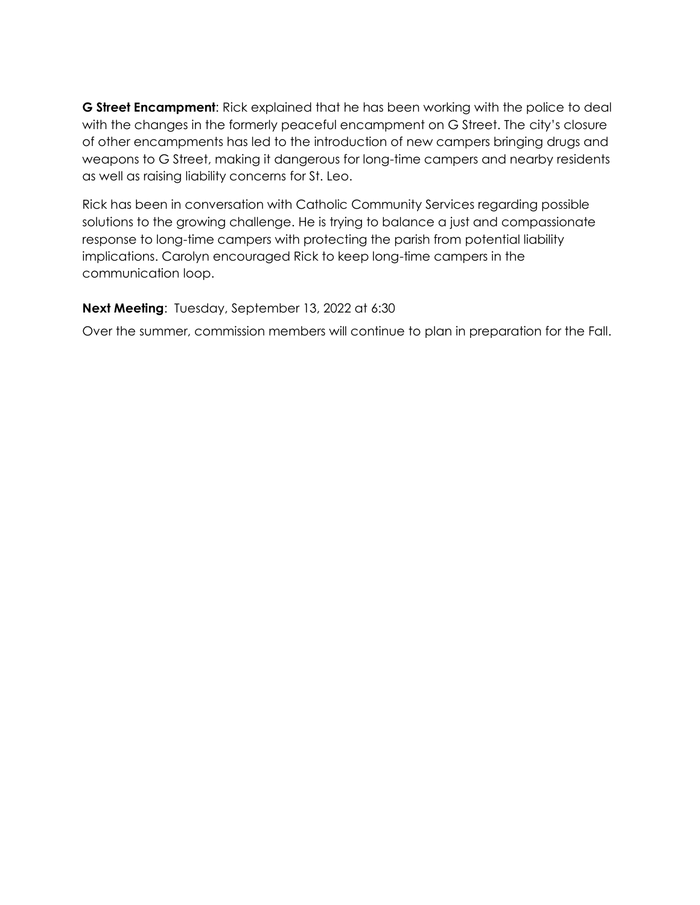**G Street Encampment**: Rick explained that he has been working with the police to deal with the changes in the formerly peaceful encampment on G Street. The city's closure of other encampments has led to the introduction of new campers bringing drugs and weapons to G Street, making it dangerous for long-time campers and nearby residents as well as raising liability concerns for St. Leo.

Rick has been in conversation with Catholic Community Services regarding possible solutions to the growing challenge. He is trying to balance a just and compassionate response to long-time campers with protecting the parish from potential liability implications. Carolyn encouraged Rick to keep long-time campers in the communication loop.

**Next Meeting**: Tuesday, September 13, 2022 at 6:30

Over the summer, commission members will continue to plan in preparation for the Fall.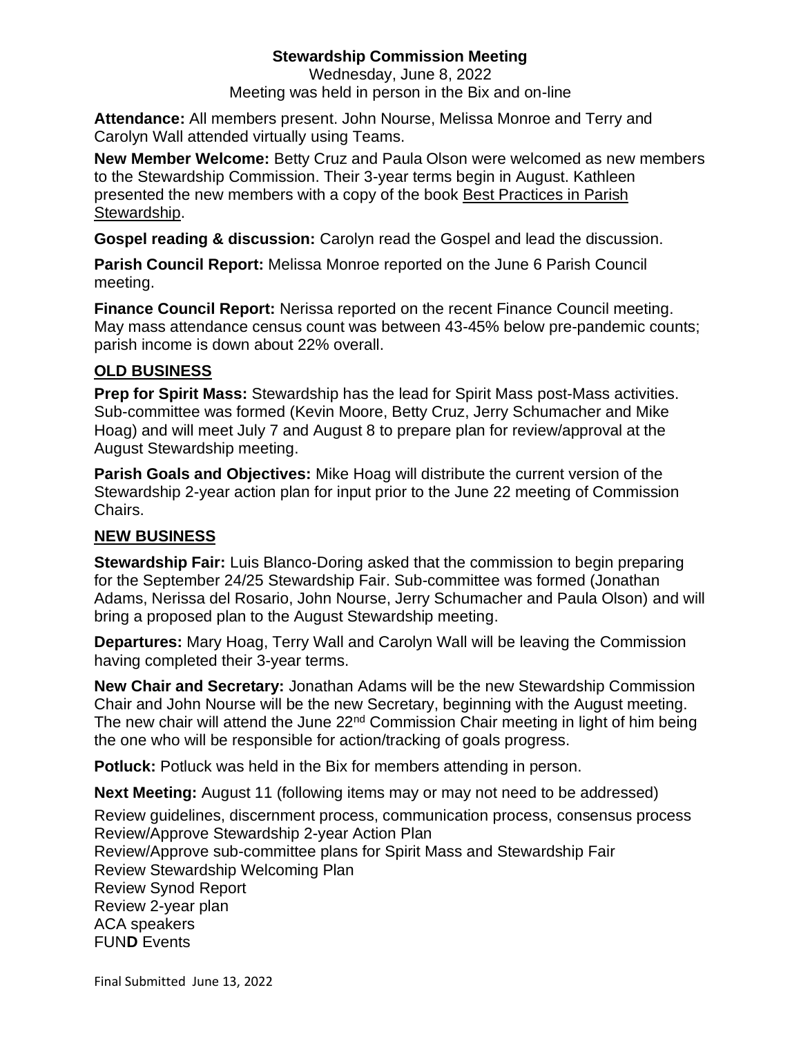**Stewardship Commission Meeting**

Wednesday, June 8, 2022

Meeting was held in person in the Bix and on-line

**Attendance:** All members present. John Nourse, Melissa Monroe and Terry and Carolyn Wall attended virtually using Teams.

**New Member Welcome:** Betty Cruz and Paula Olson were welcomed as new members to the Stewardship Commission. Their 3-year terms begin in August. Kathleen presented the new members with a copy of the book Best Practices in Parish Stewardship.

**Gospel reading & discussion:** Carolyn read the Gospel and lead the discussion.

**Parish Council Report:** Melissa Monroe reported on the June 6 Parish Council meeting.

**Finance Council Report:** Nerissa reported on the recent Finance Council meeting. May mass attendance census count was between 43-45% below pre-pandemic counts; parish income is down about 22% overall.

## OLD BUSINESS

**Prep for Spirit Mass:** Stewardship has the lead for Spirit Mass post-Mass activities. Sub-committee was formed (Kevin Moore, Betty Cruz, Jerry Schumacher and Mike Hoag) and will meet July 7 and August 8 to prepare plan for review/approval at the August Stewardship meeting.

**Parish Goals and Objectives:** Mike Hoag will distribute the current version of the Stewardship 2-year action plan for input prior to the June 22 meeting of Commission Chairs.

## NEW BUSINESS

**Stewardship Fair:** Luis Blanco-Doring asked that the commission to begin preparing for the September 24/25 Stewardship Fair. Sub-committee was formed (Jonathan Adams, Nerissa del Rosario, John Nourse, Jerry Schumacher and Paula Olson) and will bring a proposed plan to the August Stewardship meeting.

**Departures:** Mary Hoag, Terry Wall and Carolyn Wall will be leaving the Commission having completed their 3-year terms.

**New Chair and Secretary:** Jonathan Adams will be the new Stewardship Commission Chair and John Nourse will be the new Secretary, beginning with the August meeting. The new chair will attend the June 22nd Commission Chair meeting in light of him being the one who will be responsible for action/tracking of goals progress.

**Potluck:** Potluck was held in the Bix for members attending in person.

**Next Meeting:** August 11 (following items may or may not need to be addressed)

Review guidelines, discernment process, communication process, consensus process
Review/Approve Stewardship 2-year Action Plan
Review/Approve sub-committee plans for Spirit Mass and Stewardship Fair
Review Stewardship Welcoming Plan
Review Synod Report
Review 2-year plan
ACA speakers
FUN**D** Events

Final Submitted June 13, 2022